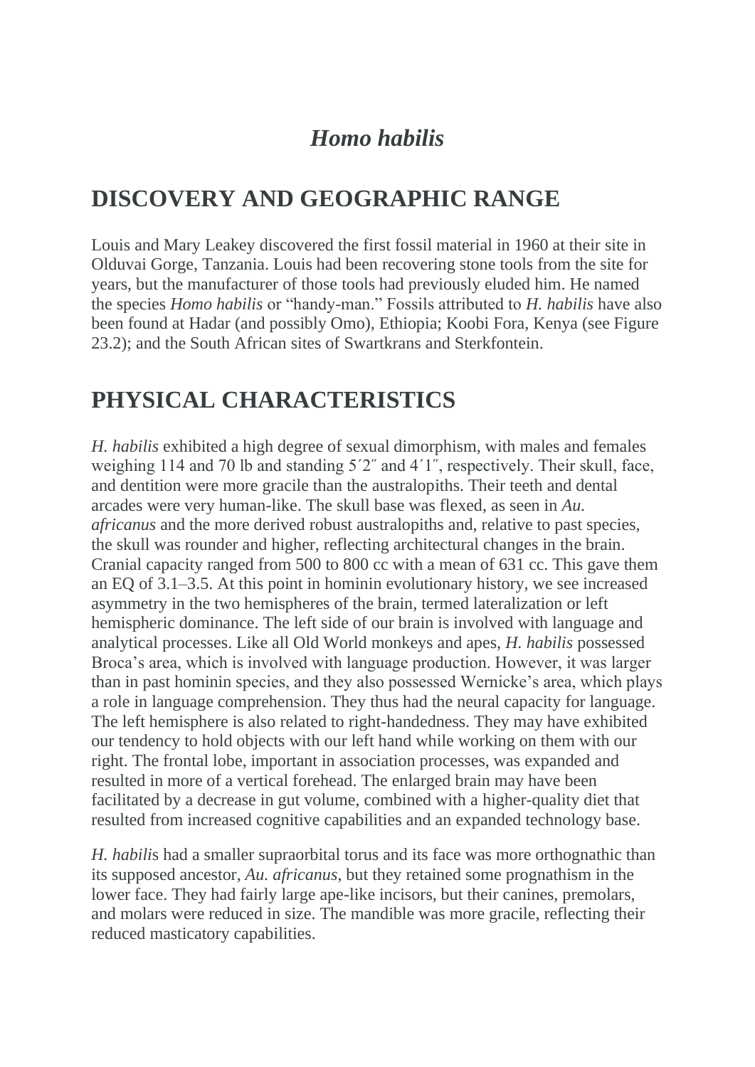# *Homo habilis*

## DISCOVERY AND GEOGRAPHIC RANGE

Louis and Mary Leakey discovered the first fossil material in 1960 at their site in Olduvai Gorge, Tanzania. Louis had been recovering stone tools from the site for years, but the manufacturer of those tools had previously eluded him. He named the species *Homo habilis* or "handy-man." Fossils attributed to *H. habilis* have also been found at Hadar (and possibly Omo), Ethiopia; Koobi Fora, Kenya (see Figure 23.2); and the South African sites of Swartkrans and Sterkfontein.

## PHYSICAL CHARACTERISTICS

*H. habilis* exhibited a high degree of sexual dimorphism, with males and females weighing 114 and 70 lb and standing 5′2″ and 4′1″, respectively. Their skull, face, and dentition were more gracile than the australopiths. Their teeth and dental arcades were very human-like. The skull base was flexed, as seen in *Au. africanus* and the more derived robust australopiths and, relative to past species, the skull was rounder and higher, reflecting architectural changes in the brain. Cranial capacity ranged from 500 to 800 cc with a mean of 631 cc. This gave them an EQ of 3.1–3.5. At this point in hominin evolutionary history, we see increased asymmetry in the two hemispheres of the brain, termed lateralization or left hemispheric dominance. The left side of our brain is involved with language and analytical processes. Like all Old World monkeys and apes, *H. habilis* possessed Broca's area, which is involved with language production. However, it was larger than in past hominin species, and they also possessed Wernicke's area, which plays a role in language comprehension. They thus had the neural capacity for language. The left hemisphere is also related to right-handedness. They may have exhibited our tendency to hold objects with our left hand while working on them with our right. The frontal lobe, important in association processes, was expanded and resulted in more of a vertical forehead. The enlarged brain may have been facilitated by a decrease in gut volume, combined with a higher-quality diet that resulted from increased cognitive capabilities and an expanded technology base.

*H. habilis* had a smaller supraorbital torus and its face was more orthognathic than its supposed ancestor, *Au. africanus*, but they retained some prognathism in the lower face. They had fairly large ape-like incisors, but their canines, premolars, and molars were reduced in size. The mandible was more gracile, reflecting their reduced masticatory capabilities.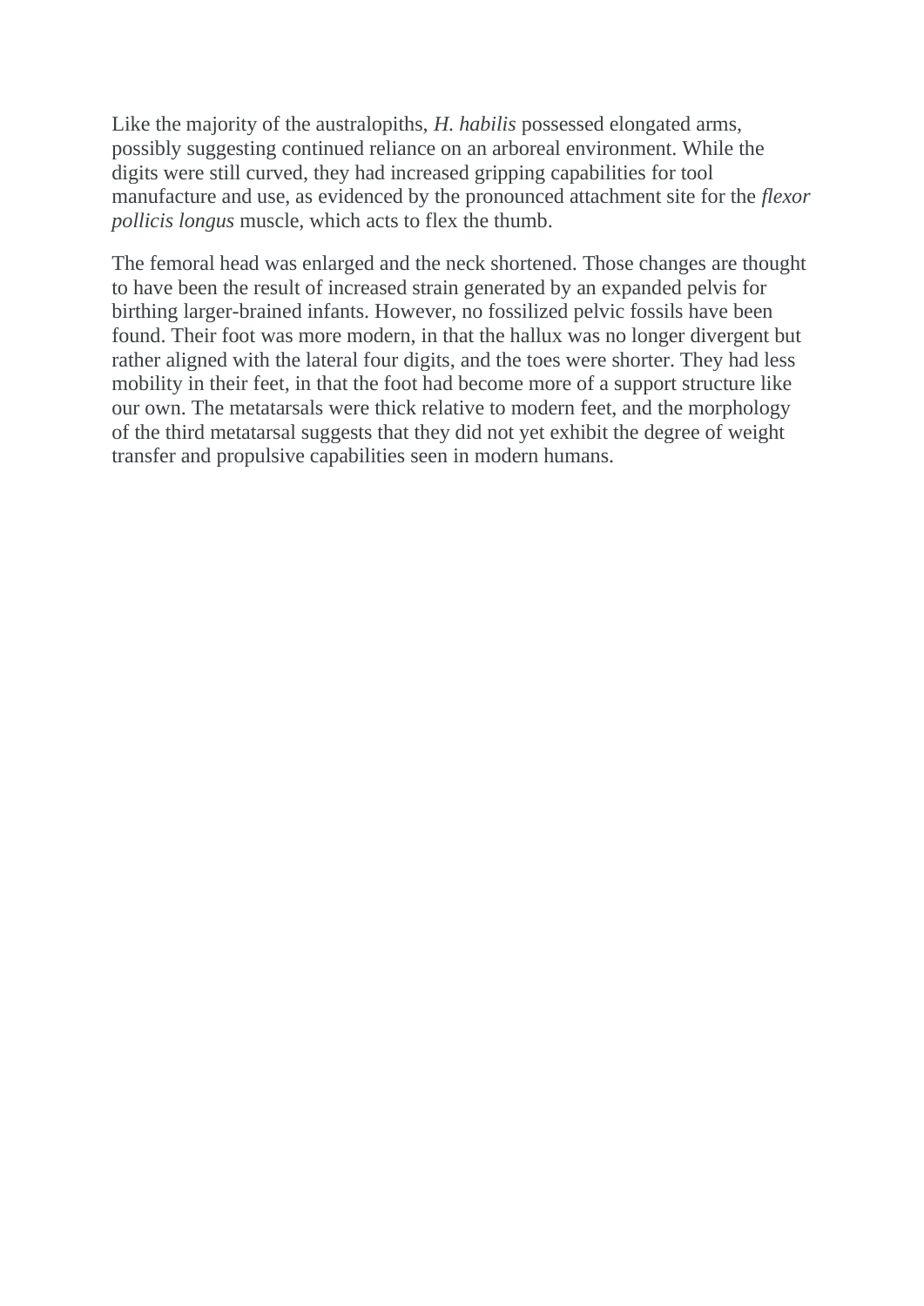Like the majority of the australopiths, *H. habilis* possessed elongated arms, possibly suggesting continued reliance on an arboreal environment. While the digits were still curved, they had increased gripping capabilities for tool manufacture and use, as evidenced by the pronounced attachment site for the *flexor pollicis longus* muscle, which acts to flex the thumb.

The femoral head was enlarged and the neck shortened. Those changes are thought to have been the result of increased strain generated by an expanded pelvis for birthing larger-brained infants. However, no fossilized pelvic fossils have been found. Their foot was more modern, in that the hallux was no longer divergent but rather aligned with the lateral four digits, and the toes were shorter. They had less mobility in their feet, in that the foot had become more of a support structure like our own. The metatarsals were thick relative to modern feet, and the morphology of the third metatarsal suggests that they did not yet exhibit the degree of weight transfer and propulsive capabilities seen in modern humans.